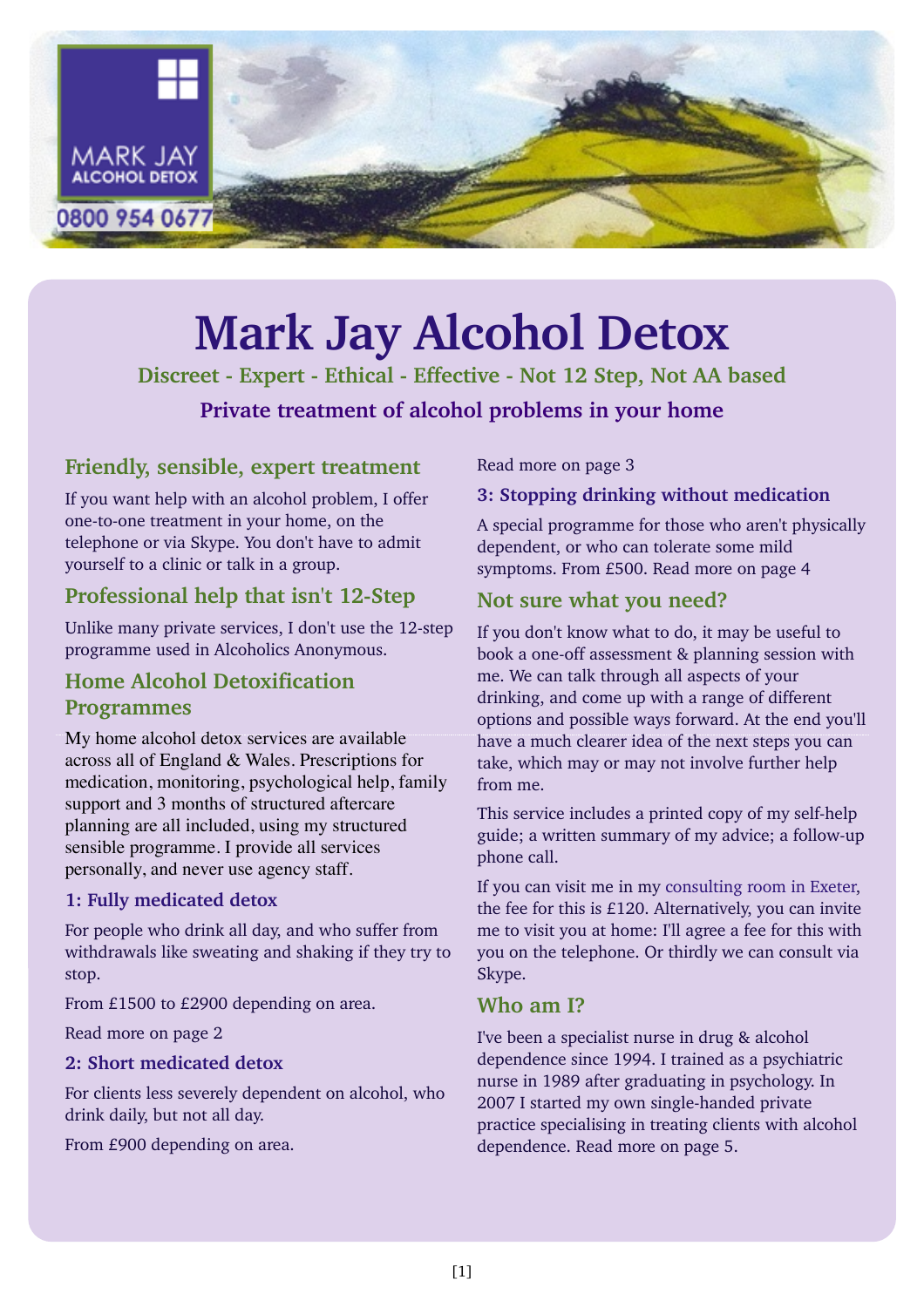MARK JAY
ALCOHOL DETOX
0800 954 0677

# Mark Jay Alcohol Detox

**Discreet - Expert - Ethical - Effective - Not 12 Step, Not AA based**

**Private treatment of alcohol problems in your home**

## Friendly, sensible, expert treatment

If you want help with an alcohol problem, I offer one-to-one treatment in your home, on the telephone or via Skype. You don't have to admit yourself to a clinic or talk in a group.

## Professional help that isn't 12-Step

Unlike many private services, I don't use the 12-step programme used in Alcoholics Anonymous.

## Home Alcohol Detoxification Programmes

My home alcohol detox services are available across all of England & Wales. Prescriptions for medication, monitoring, psychological help, family support and 3 months of structured aftercare planning are all included, using my structured sensible programme. I provide all services personally, and never use agency staff.

### 1: Fully medicated detox

For people who drink all day, and who suffer from withdrawals like sweating and shaking if they try to stop.

From £1500 to £2900 depending on area.

Read more on page 2

### 2: Short medicated detox

For clients less severely dependent on alcohol, who drink daily, but not all day.

From £900 depending on area.

Read more on page 3

### 3: Stopping drinking without medication

A special programme for those who aren't physically dependent, or who can tolerate some mild symptoms. From £500. Read more on page 4

## Not sure what you need?

If you don't know what to do, it may be useful to book a one-off assessment & planning session with me. We can talk through all aspects of your drinking, and come up with a range of different options and possible ways forward. At the end you'll have a much clearer idea of the next steps you can take, which may or may not involve further help from me.

This service includes a printed copy of my self-help guide; a written summary of my advice; a follow-up phone call.

If you can visit me in my consulting room in Exeter, the fee for this is £120. Alternatively, you can invite me to visit you at home: I'll agree a fee for this with you on the telephone. Or thirdly we can consult via Skype.

## Who am I?

I've been a specialist nurse in drug & alcohol dependence since 1994. I trained as a psychiatric nurse in 1989 after graduating in psychology. In 2007 I started my own single-handed private practice specialising in treating clients with alcohol dependence. Read more on page 5.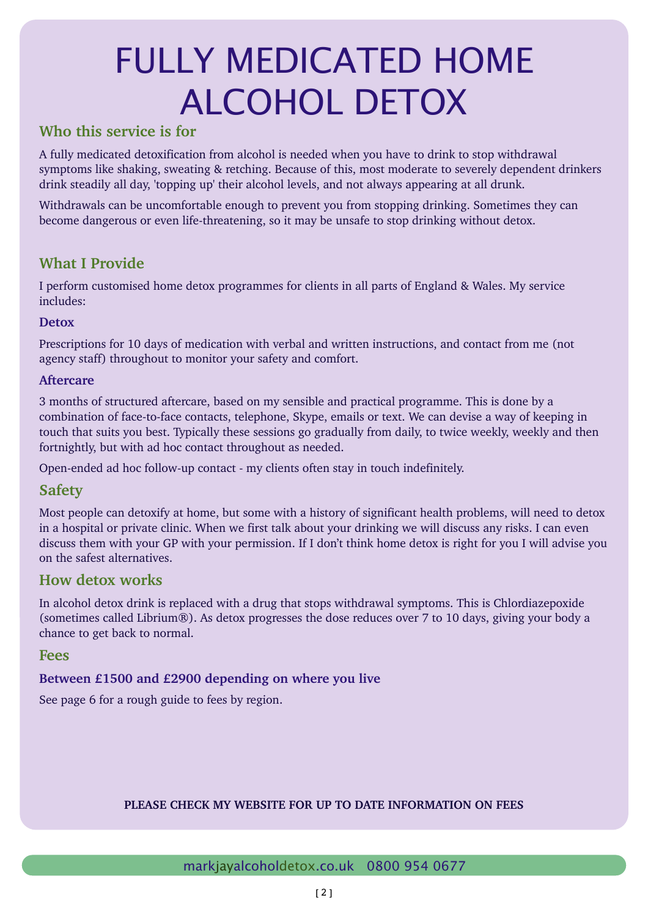# FULLY MEDICATED HOME ALCOHOL DETOX

## Who this service is for

A fully medicated detoxification from alcohol is needed when you have to drink to stop withdrawal symptoms like shaking, sweating & retching. Because of this, most moderate to severely dependent drinkers drink steadily all day, 'topping up' their alcohol levels, and not always appearing at all drunk.

Withdrawals can be uncomfortable enough to prevent you from stopping drinking. Sometimes they can become dangerous or even life-threatening, so it may be unsafe to stop drinking without detox.

## What I Provide

I perform customised home detox programmes for clients in all parts of England & Wales. My service includes:

### Detox

Prescriptions for 10 days of medication with verbal and written instructions, and contact from me (not agency staff) throughout to monitor your safety and comfort.

### Aftercare

3 months of structured aftercare, based on my sensible and practical programme. This is done by a combination of face-to-face contacts, telephone, Skype, emails or text. We can devise a way of keeping in touch that suits you best. Typically these sessions go gradually from daily, to twice weekly, weekly and then fortnightly, but with ad hoc contact throughout as needed.

Open-ended ad hoc follow-up contact - my clients often stay in touch indefinitely.

## Safety

Most people can detoxify at home, but some with a history of significant health problems, will need to detox in a hospital or private clinic. When we first talk about your drinking we will discuss any risks. I can even discuss them with your GP with your permission. If I don't think home detox is right for you I will advise you on the safest alternatives.

## How detox works

In alcohol detox drink is replaced with a drug that stops withdrawal symptoms. This is Chlordiazepoxide (sometimes called Librium®). As detox progresses the dose reduces over 7 to 10 days, giving your body a chance to get back to normal.

## Fees

### Between £1500 and £2900 depending on where you live

See page 6 for a rough guide to fees by region.

**PLEASE CHECK MY WEBSITE FOR UP TO DATE INFORMATION ON FEES**

markjayalcoholdetox.co.uk 0800 954 0677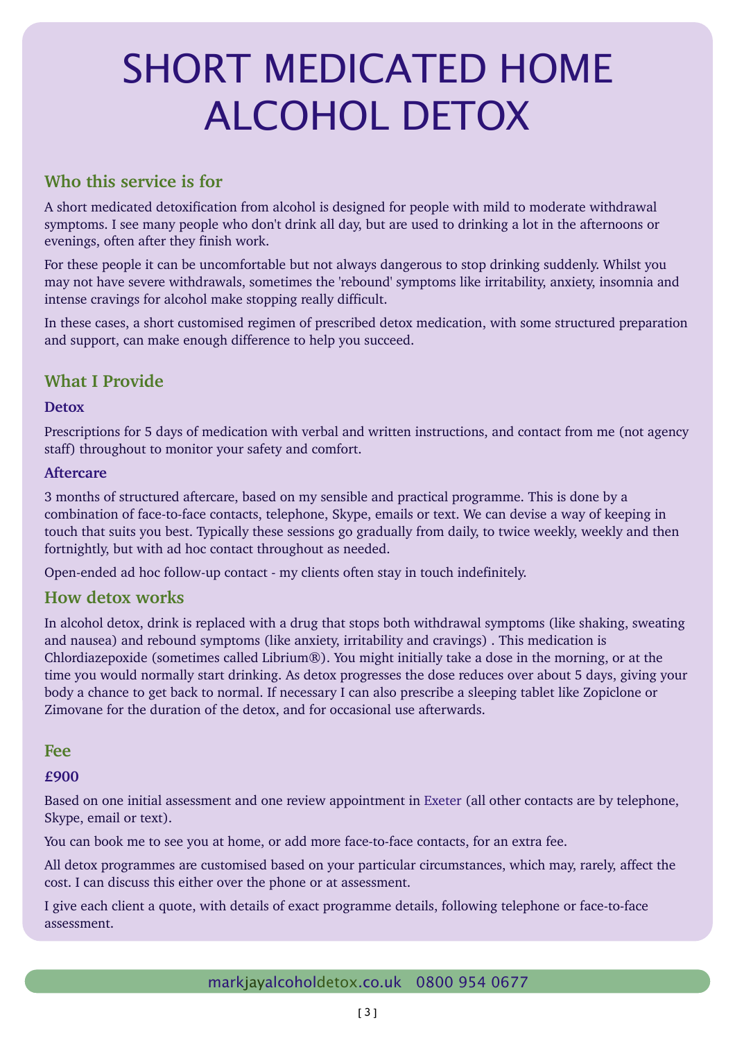# SHORT MEDICATED HOME ALCOHOL DETOX

## Who this service is for

A short medicated detoxification from alcohol is designed for people with mild to moderate withdrawal symptoms. I see many people who don't drink all day, but are used to drinking a lot in the afternoons or evenings, often after they finish work.

For these people it can be uncomfortable but not always dangerous to stop drinking suddenly. Whilst you may not have severe withdrawals, sometimes the 'rebound' symptoms like irritability, anxiety, insomnia and intense cravings for alcohol make stopping really difficult.

In these cases, a short customised regimen of prescribed detox medication, with some structured preparation and support, can make enough difference to help you succeed.

## What I Provide

### Detox

Prescriptions for 5 days of medication with verbal and written instructions, and contact from me (not agency staff) throughout to monitor your safety and comfort.

### Aftercare

3 months of structured aftercare, based on my sensible and practical programme. This is done by a combination of face-to-face contacts, telephone, Skype, emails or text. We can devise a way of keeping in touch that suits you best. Typically these sessions go gradually from daily, to twice weekly, weekly and then fortnightly, but with ad hoc contact throughout as needed.

Open-ended ad hoc follow-up contact - my clients often stay in touch indefinitely.

## How detox works

In alcohol detox, drink is replaced with a drug that stops both withdrawal symptoms (like shaking, sweating and nausea) and rebound symptoms (like anxiety, irritability and cravings) . This medication is Chlordiazepoxide (sometimes called Librium®). You might initially take a dose in the morning, or at the time you would normally start drinking. As detox progresses the dose reduces over about 5 days, giving your body a chance to get back to normal. If necessary I can also prescribe a sleeping tablet like Zopiclone or Zimovane for the duration of the detox, and for occasional use afterwards.

## Fee

### £900

Based on one initial assessment and one review appointment in Exeter (all other contacts are by telephone, Skype, email or text).

You can book me to see you at home, or add more face-to-face contacts, for an extra fee.

All detox programmes are customised based on your particular circumstances, which may, rarely, affect the cost. I can discuss this either over the phone or at assessment.

I give each client a quote, with details of exact programme details, following telephone or face-to-face assessment.

markjayalcoholdetox.co.uk 0800 954 0677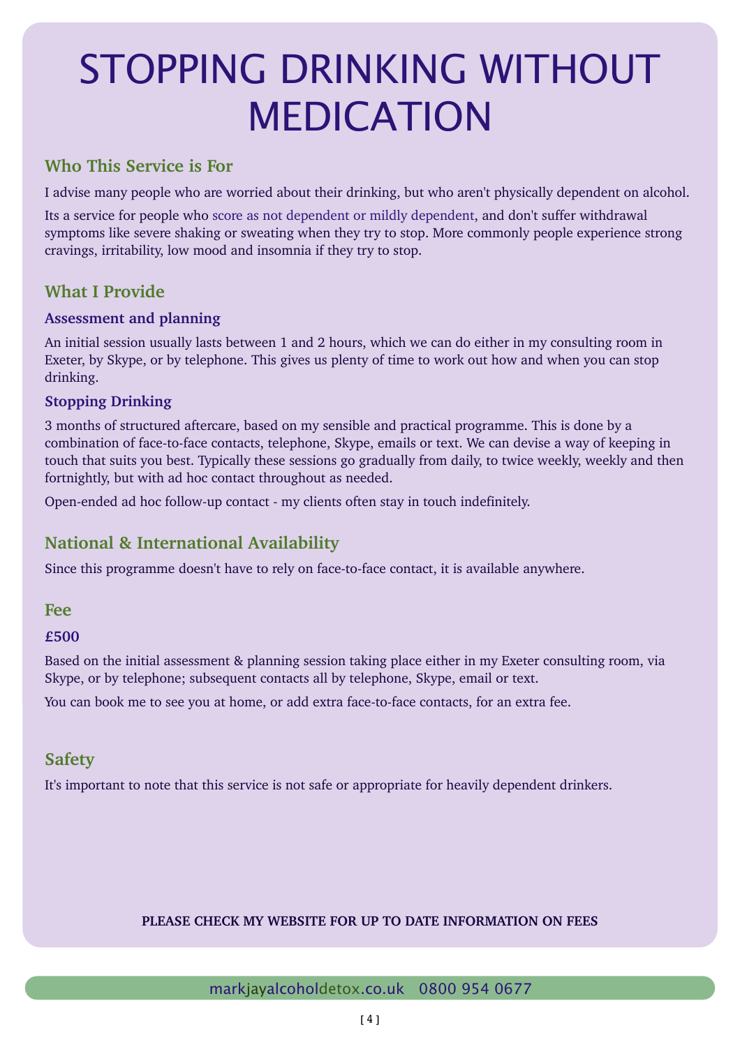# STOPPING DRINKING WITHOUT MEDICATION

## Who This Service is For

I advise many people who are worried about their drinking, but who aren't physically dependent on alcohol.

Its a service for people who score as not dependent or mildly dependent, and don't suffer withdrawal symptoms like severe shaking or sweating when they try to stop. More commonly people experience strong cravings, irritability, low mood and insomnia if they try to stop.

## What I Provide

### Assessment and planning

An initial session usually lasts between 1 and 2 hours, which we can do either in my consulting room in Exeter, by Skype, or by telephone. This gives us plenty of time to work out how and when you can stop drinking.

### Stopping Drinking

3 months of structured aftercare, based on my sensible and practical programme. This is done by a combination of face-to-face contacts, telephone, Skype, emails or text. We can devise a way of keeping in touch that suits you best. Typically these sessions go gradually from daily, to twice weekly, weekly and then fortnightly, but with ad hoc contact throughout as needed.

Open-ended ad hoc follow-up contact - my clients often stay in touch indefinitely.

## National & International Availability

Since this programme doesn't have to rely on face-to-face contact, it is available anywhere.

## Fee

### £500

Based on the initial assessment & planning session taking place either in my Exeter consulting room, via Skype, or by telephone; subsequent contacts all by telephone, Skype, email or text.

You can book me to see you at home, or add extra face-to-face contacts, for an extra fee.

## Safety

It's important to note that this service is not safe or appropriate for heavily dependent drinkers.

**PLEASE CHECK MY WEBSITE FOR UP TO DATE INFORMATION ON FEES**

markjayalcoholdetox.co.uk 0800 954 0677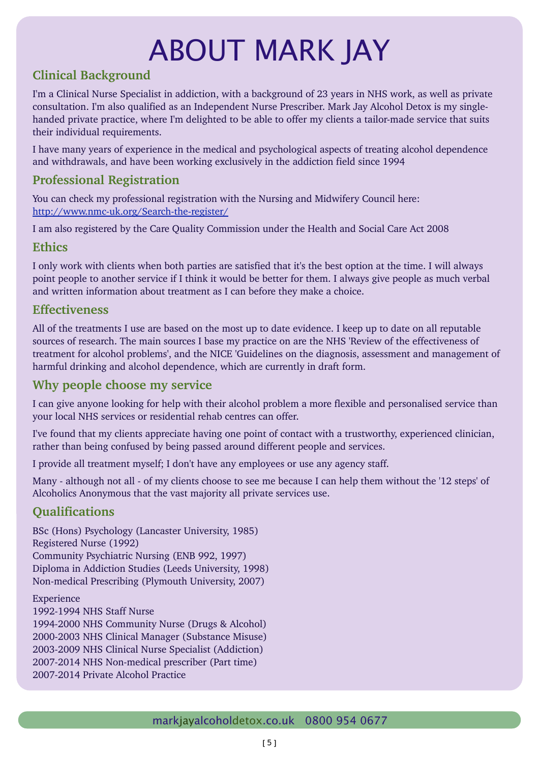# ABOUT MARK JAY

## Clinical Background

I'm a Clinical Nurse Specialist in addiction, with a background of 23 years in NHS work, as well as private consultation. I'm also qualified as an Independent Nurse Prescriber. Mark Jay Alcohol Detox is my single-handed private practice, where I'm delighted to be able to offer my clients a tailor-made service that suits their individual requirements.

I have many years of experience in the medical and psychological aspects of treating alcohol dependence and withdrawals, and have been working exclusively in the addiction field since 1994

## Professional Registration

You can check my professional registration with the Nursing and Midwifery Council here: [http://www.nmc-uk.org/Search-the-register/](http://www.nmc-uk.org/Search-the-register/)

I am also registered by the Care Quality Commission under the Health and Social Care Act 2008

## Ethics

I only work with clients when both parties are satisfied that it's the best option at the time. I will always point people to another service if I think it would be better for them. I always give people as much verbal and written information about treatment as I can before they make a choice.

## Effectiveness

All of the treatments I use are based on the most up to date evidence. I keep up to date on all reputable sources of research. The main sources I base my practice on are the NHS 'Review of the effectiveness of treatment for alcohol problems', and the NICE 'Guidelines on the diagnosis, assessment and management of harmful drinking and alcohol dependence, which are currently in draft form.

## Why people choose my service

I can give anyone looking for help with their alcohol problem a more flexible and personalised service than your local NHS services or residential rehab centres can offer.

I've found that my clients appreciate having one point of contact with a trustworthy, experienced clinician, rather than being confused by being passed around different people and services.

I provide all treatment myself; I don't have any employees or use any agency staff.

Many - although not all - of my clients choose to see me because I can help them without the '12 steps' of Alcoholics Anonymous that the vast majority all private services use.

## Qualifications

BSc (Hons) Psychology (Lancaster University, 1985)
Registered Nurse (1992)
Community Psychiatric Nursing (ENB 992, 1997)
Diploma in Addiction Studies (Leeds University, 1998)
Non-medical Prescribing (Plymouth University, 2007)

Experience
1992-1994 NHS Staff Nurse
1994-2000 NHS Community Nurse (Drugs & Alcohol)
2000-2003 NHS Clinical Manager (Substance Misuse)
2003-2009 NHS Clinical Nurse Specialist (Addiction)
2007-2014 NHS Non-medical prescriber (Part time)
2007-2014 Private Alcohol Practice

markjayalcoholdetox.co.uk 0800 954 0677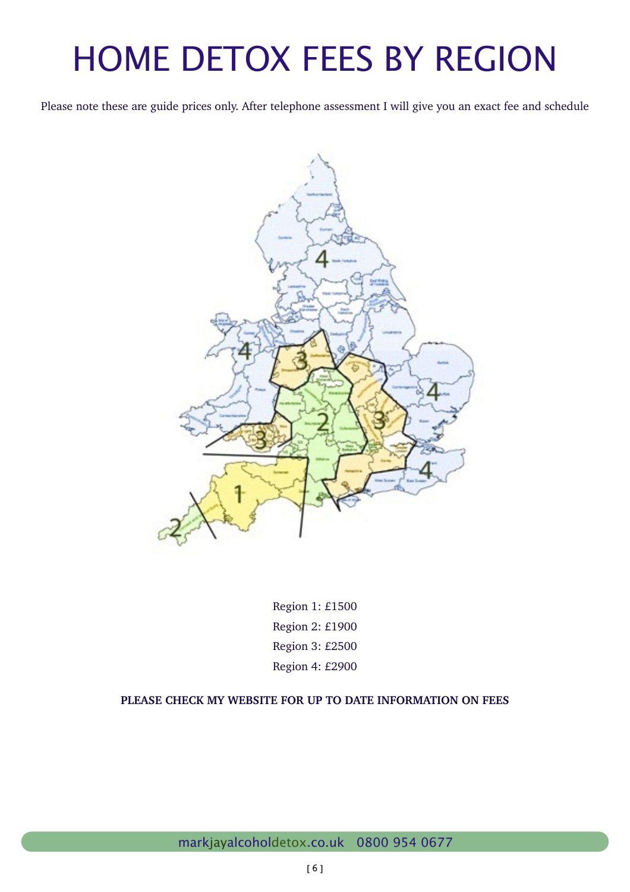# HOME DETOX FEES BY REGION

Please note these are guide prices only. After telephone assessment I will give you an exact fee and schedule

Region 1: £1500

Region 2: £1900

Region 3: £2500

Region 4: £2900

**PLEASE CHECK MY WEBSITE FOR UP TO DATE INFORMATION ON FEES**

markjayalcoholdetox.co.uk 0800 954 0677